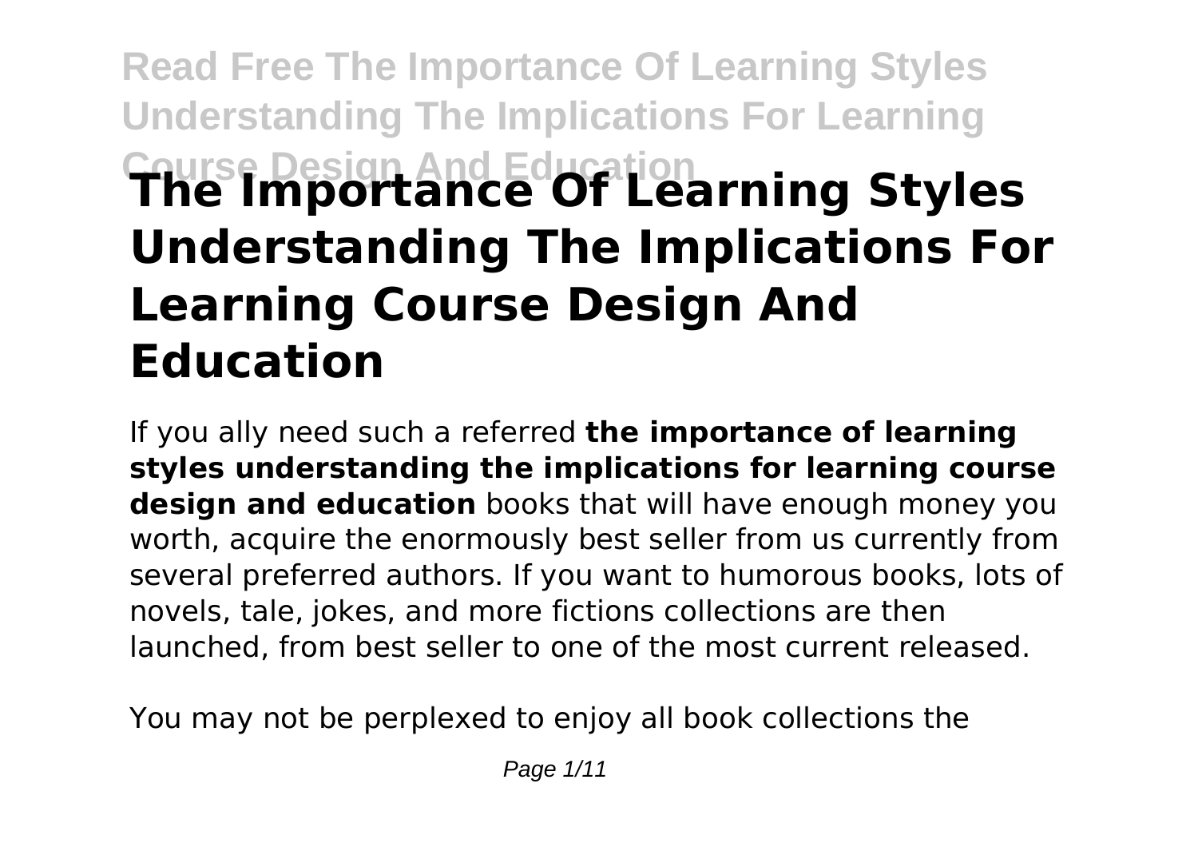# The Importance Of Learning Styles Understanding The Implications For Learning Course Design And Education

If you ally need such a referred **the importance of learning styles understanding the implications for learning course design and education** books that will have enough money you worth, acquire the enormously best seller from us currently from several preferred authors. If you want to humorous books, lots of novels, tale, jokes, and more fictions collections are then launched, from best seller to one of the most current released.

You may not be perplexed to enjoy all book collections the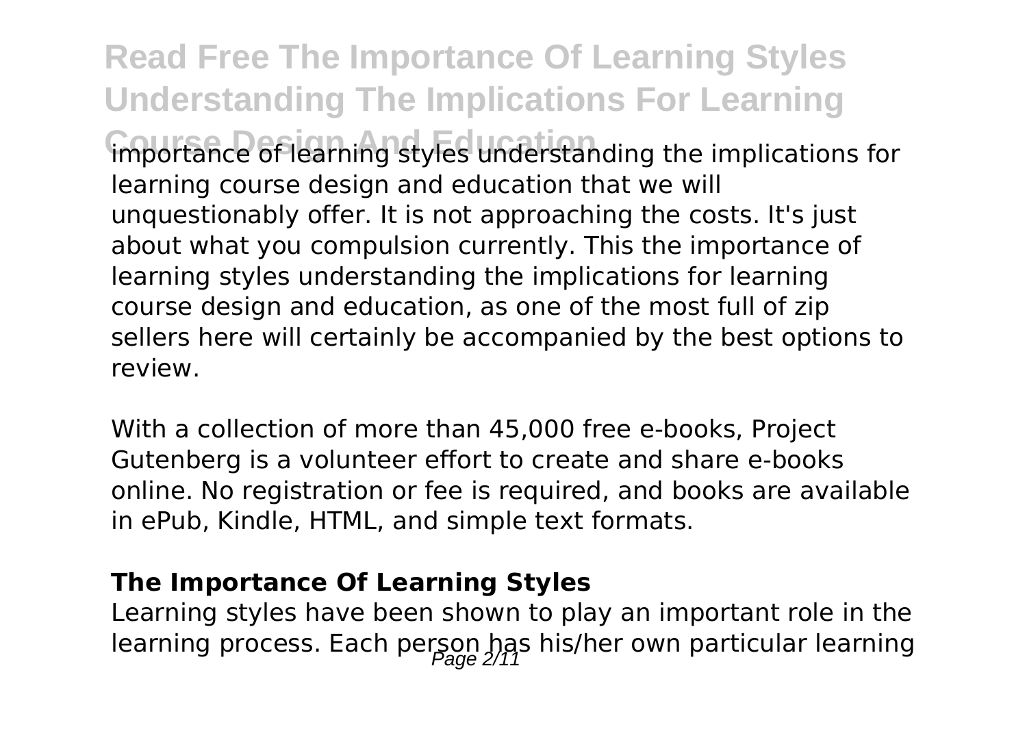importance of learning styles understanding the implications for learning course design and education that we will unquestionably offer. It is not approaching the costs. It's just about what you compulsion currently. This the importance of learning styles understanding the implications for learning course design and education, as one of the most full of zip sellers here will certainly be accompanied by the best options to review.

With a collection of more than 45,000 free e-books, Project Gutenberg is a volunteer effort to create and share e-books online. No registration or fee is required, and books are available in ePub, Kindle, HTML, and simple text formats.

**The Importance Of Learning Styles**

Learning styles have been shown to play an important role in the learning process. Each person has his/her own particular learning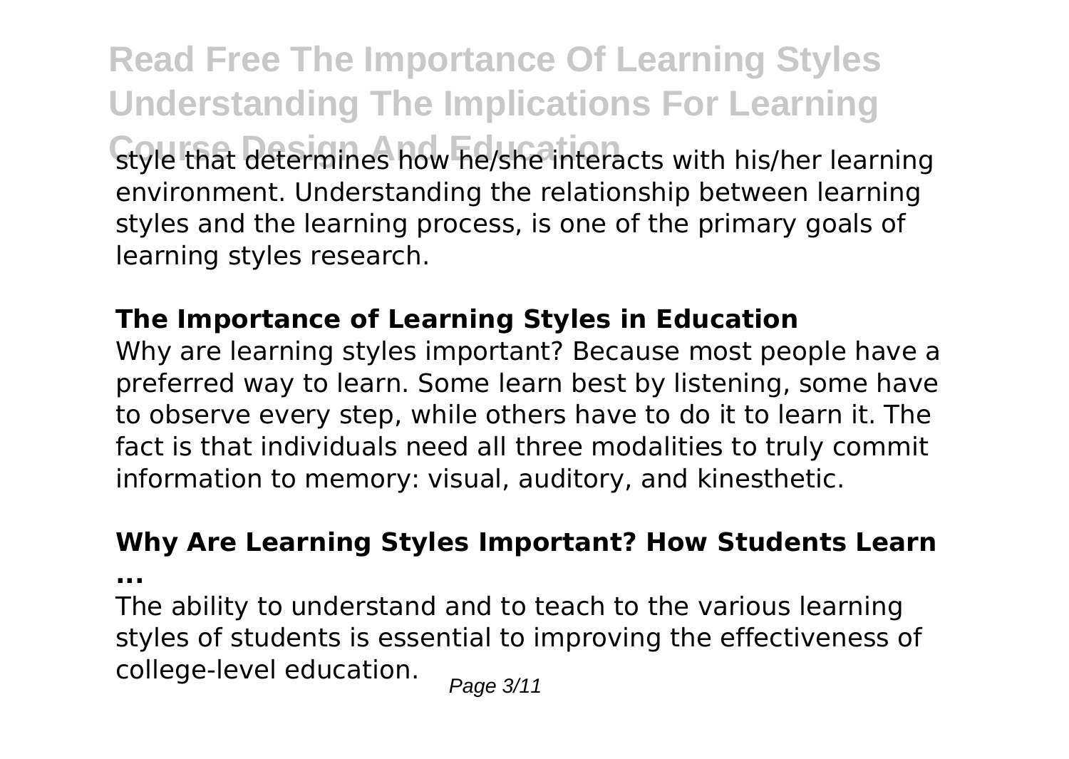style that determines how he/she interacts with his/her learning environment. Understanding the relationship between learning styles and the learning process, is one of the primary goals of learning styles research.

**The Importance of Learning Styles in Education**

Why are learning styles important? Because most people have a preferred way to learn. Some learn best by listening, some have to observe every step, while others have to do it to learn it. The fact is that individuals need all three modalities to truly commit information to memory: visual, auditory, and kinesthetic.

**Why Are Learning Styles Important? How Students Learn ...**

The ability to understand and to teach to the various learning styles of students is essential to improving the effectiveness of college-level education.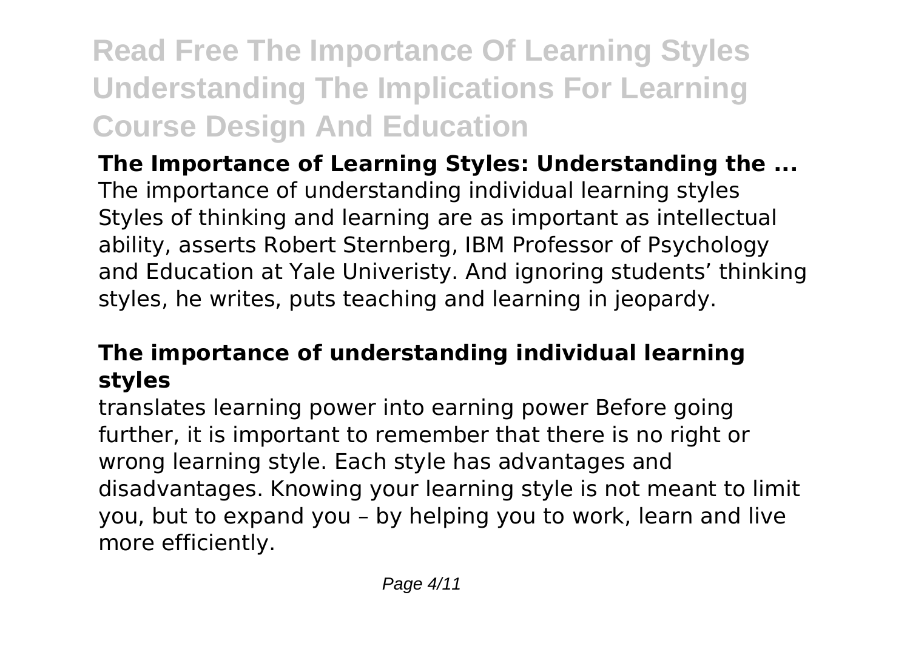# Read Free The Importance Of Learning Styles Understanding The Implications For Learning Course Design And Education

**The Importance of Learning Styles: Understanding the ...**
The importance of understanding individual learning styles Styles of thinking and learning are as important as intellectual ability, asserts Robert Sternberg, IBM Professor of Psychology and Education at Yale Univeristy. And ignoring students' thinking styles, he writes, puts teaching and learning in jeopardy.

## The importance of understanding individual learning styles

translates learning power into earning power Before going further, it is important to remember that there is no right or wrong learning style. Each style has advantages and disadvantages. Knowing your learning style is not meant to limit you, but to expand you – by helping you to work, learn and live more efficiently.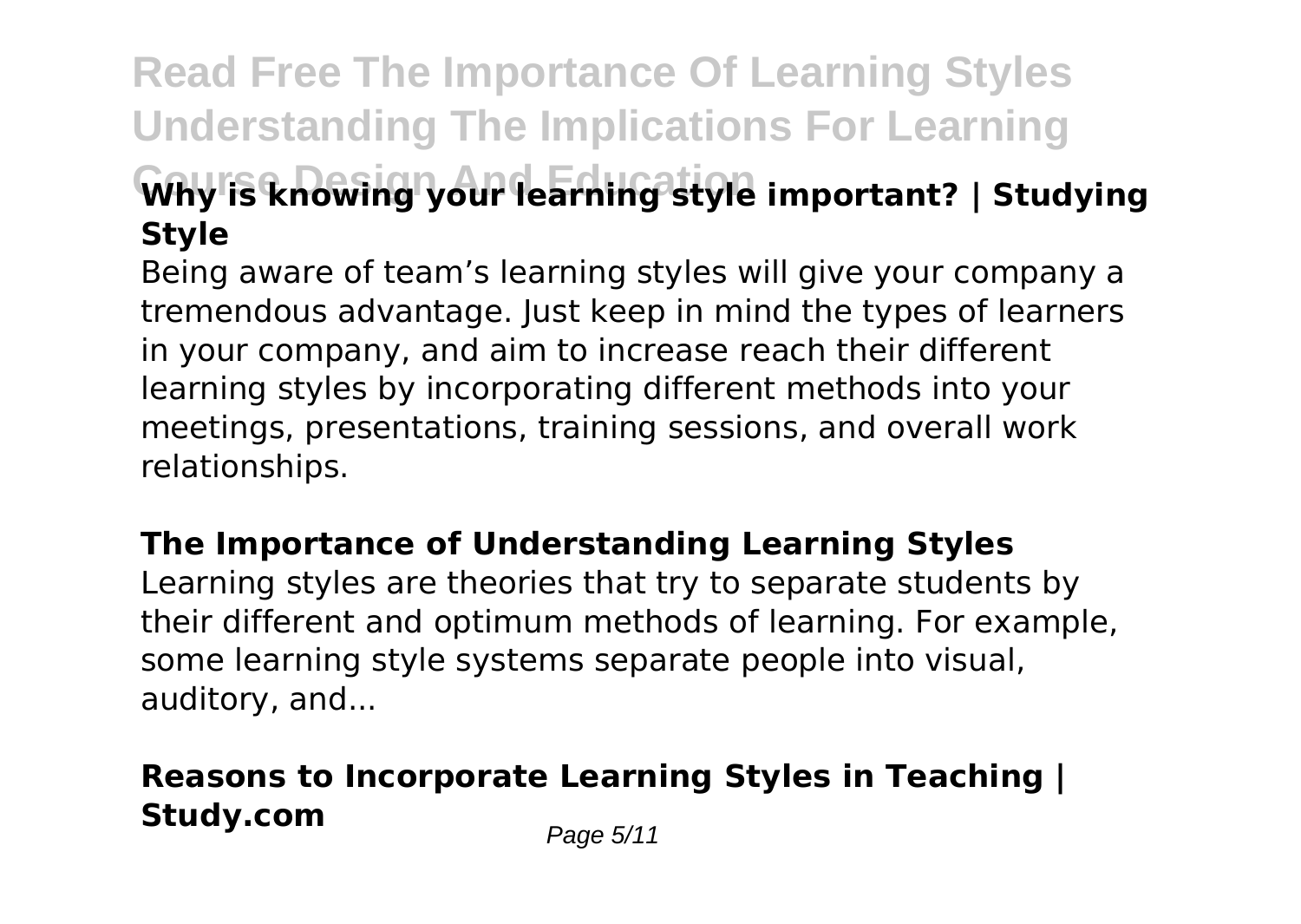## Why is knowing your learning style important? | Studying Style

Being aware of team's learning styles will give your company a tremendous advantage. Just keep in mind the types of learners in your company, and aim to increase reach their different learning styles by incorporating different methods into your meetings, presentations, training sessions, and overall work relationships.

## The Importance of Understanding Learning Styles

Learning styles are theories that try to separate students by their different and optimum methods of learning. For example, some learning style systems separate people into visual, auditory, and...

## Reasons to Incorporate Learning Styles in Teaching | Study.com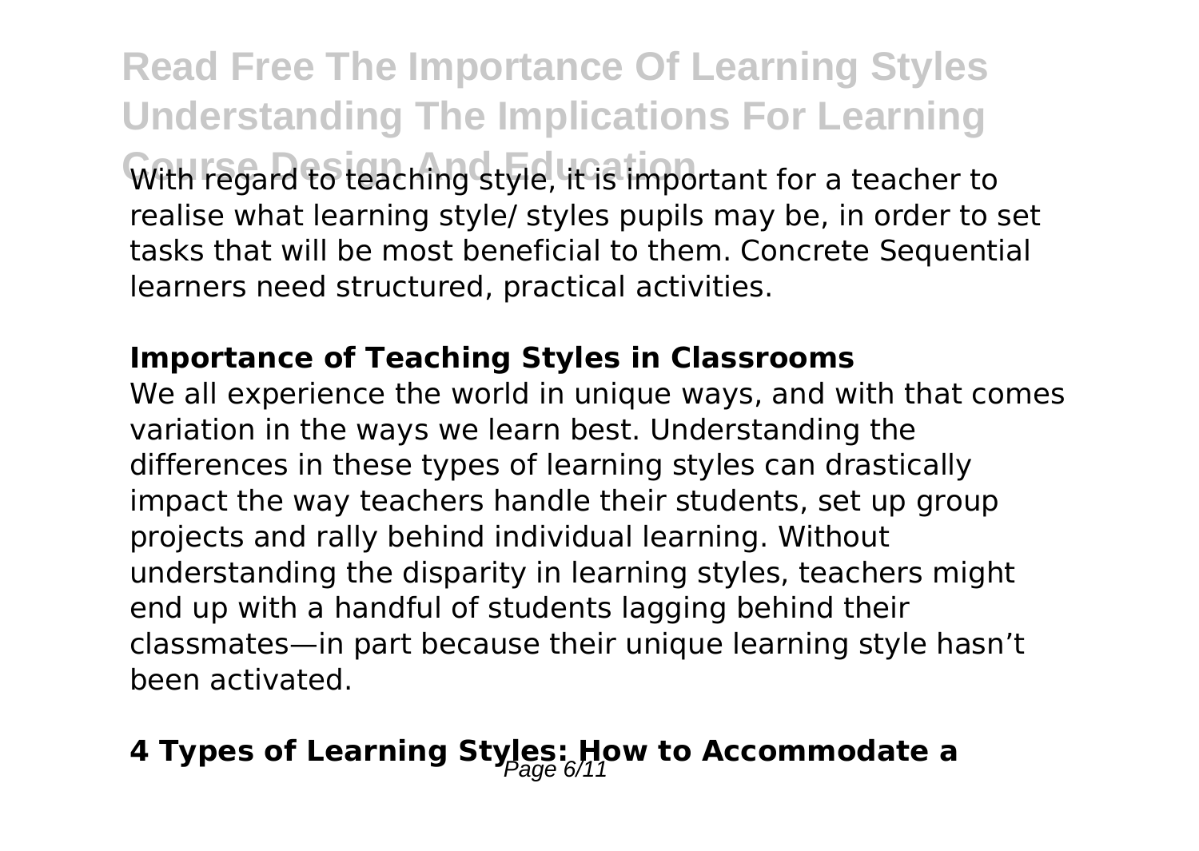With regard to teaching style, it is important for a teacher to realise what learning style/ styles pupils may be, in order to set tasks that will be most beneficial to them. Concrete Sequential learners need structured, practical activities.

**Importance of Teaching Styles in Classrooms**

We all experience the world in unique ways, and with that comes variation in the ways we learn best. Understanding the differences in these types of learning styles can drastically impact the way teachers handle their students, set up group projects and rally behind individual learning. Without understanding the disparity in learning styles, teachers might end up with a handful of students lagging behind their classmates—in part because their unique learning style hasn't been activated.

## 4 Types of Learning Styles: How to Accommodate a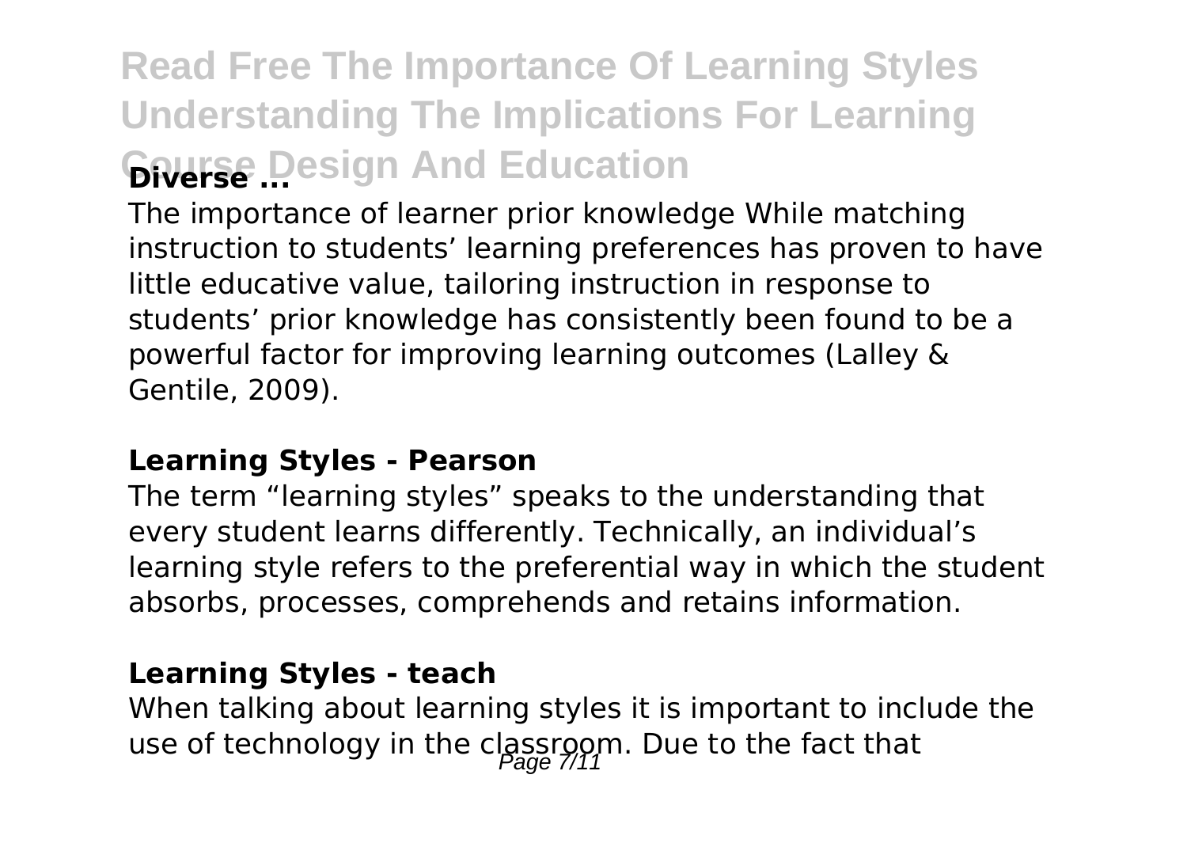# Read Free The Importance Of Learning Styles Understanding The Implications For Learning Course Design And Education

**Diverse ...**

The importance of learner prior knowledge While matching instruction to students' learning preferences has proven to have little educative value, tailoring instruction in response to students' prior knowledge has consistently been found to be a powerful factor for improving learning outcomes (Lalley & Gentile, 2009).

**Learning Styles - Pearson**

The term "learning styles" speaks to the understanding that every student learns differently. Technically, an individual's learning style refers to the preferential way in which the student absorbs, processes, comprehends and retains information.

**Learning Styles - teach**

When talking about learning styles it is important to include the use of technology in the classroom. Due to the fact that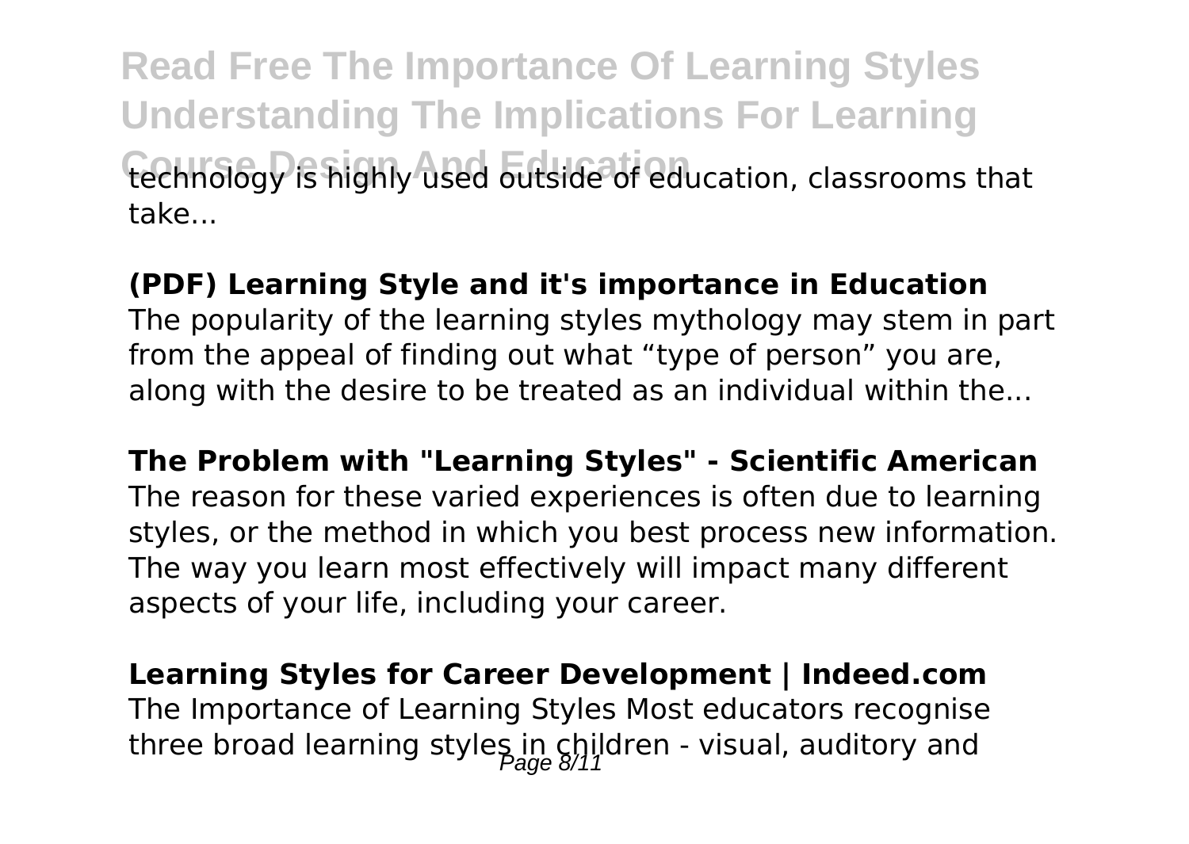technology is highly used outside of education, classrooms that take...

**(PDF) Learning Style and it's importance in Education**

The popularity of the learning styles mythology may stem in part from the appeal of finding out what "type of person" you are, along with the desire to be treated as an individual within the...

**The Problem with "Learning Styles" - Scientific American**

The reason for these varied experiences is often due to learning styles, or the method in which you best process new information. The way you learn most effectively will impact many different aspects of your life, including your career.

**Learning Styles for Career Development | Indeed.com**

The Importance of Learning Styles Most educators recognise three broad learning styles in children - visual, auditory and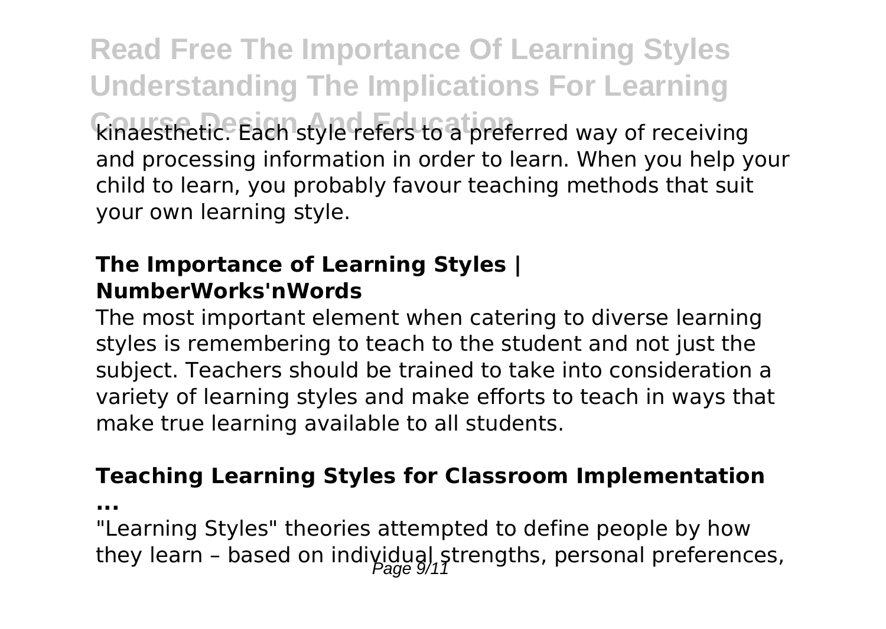kinaesthetic. Each style refers to a preferred way of receiving and processing information in order to learn. When you help your child to learn, you probably favour teaching methods that suit your own learning style.

**The Importance of Learning Styles | NumberWorks'nWords**

The most important element when catering to diverse learning styles is remembering to teach to the student and not just the subject. Teachers should be trained to take into consideration a variety of learning styles and make efforts to teach in ways that make true learning available to all students.

**Teaching Learning Styles for Classroom Implementation ...**

"Learning Styles" theories attempted to define people by how they learn – based on individual strengths, personal preferences,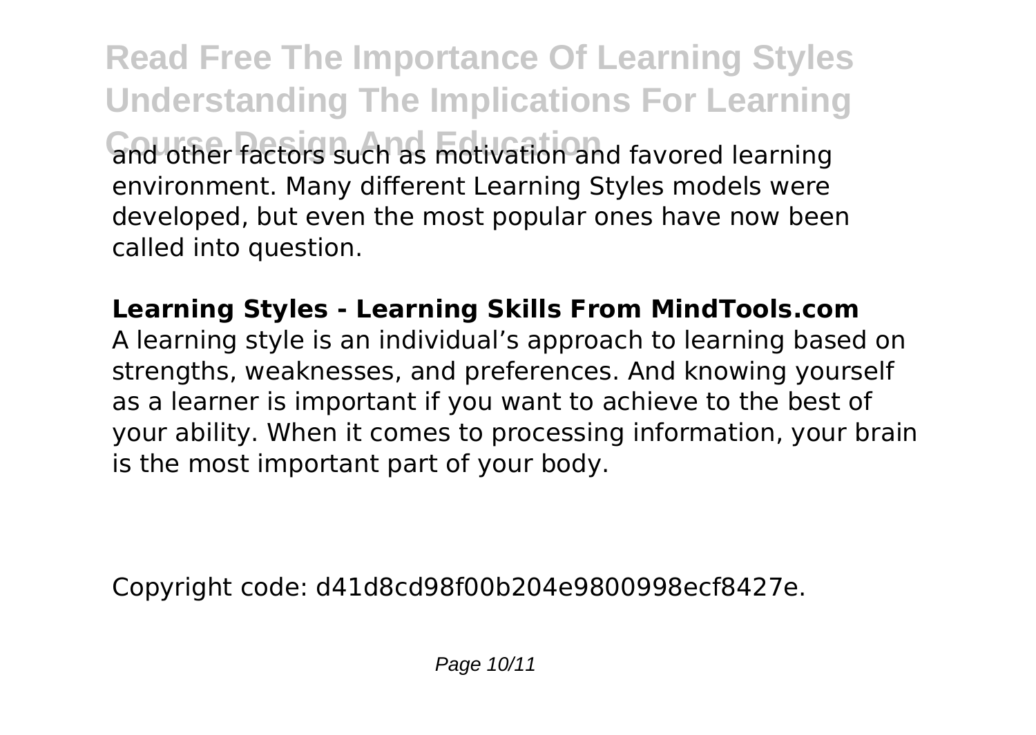and other factors such as motivation and favored learning environment. Many different Learning Styles models were developed, but even the most popular ones have now been called into question.

**Learning Styles - Learning Skills From MindTools.com**

A learning style is an individual's approach to learning based on strengths, weaknesses, and preferences. And knowing yourself as a learner is important if you want to achieve to the best of your ability. When it comes to processing information, your brain is the most important part of your body.

Copyright code: d41d8cd98f00b204e9800998ecf8427e.